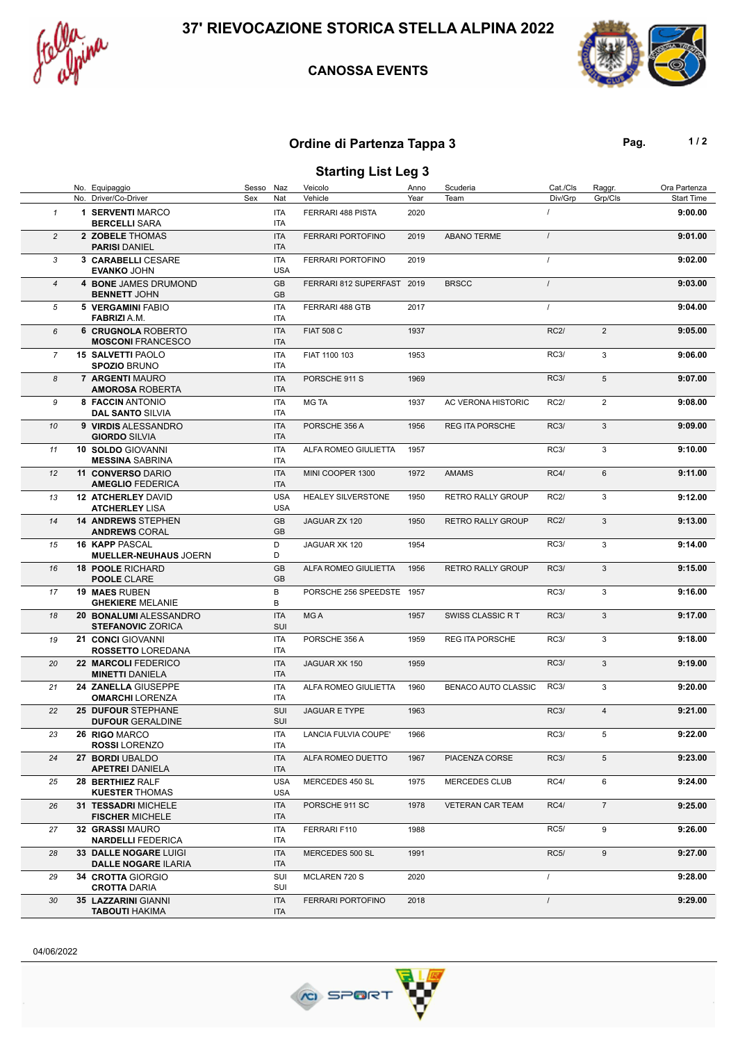# 37' RIEVOCAZIONE STORICA STELLA ALPINA 2022

## CANOSSA EVENTS

### Ordine di Partenza Tappa 3

### Starting List Leg 3

| | No. Equipaggio / No. Driver/Co-Driver | Sesso / Sex | Naz / Nat | Veicolo / Vehicle | Anno / Year | Scuderia / Team | Cat./Cls / Div/Grp | Raggr. / Grp/Cls | Ora Partenza / Start Time |
|---|---|---|---|---|---|---|---|---|---|
| 1 | 1 **SERVENTI** MARCO / **BERCELLI** SARA | | ITA / ITA | FERRARI 488 PISTA | 2020 | | / | | **9:00.00** |
| 2 | 2 **ZOBELE** THOMAS / **PARISI** DANIEL | | ITA / ITA | FERRARI PORTOFINO | 2019 | ABANO TERME | / | | **9:01.00** |
| 3 | 3 **CARABELLI** CESARE / **EVANKO** JOHN | | ITA / USA | FERRARI PORTOFINO | 2019 | | / | | **9:02.00** |
| 4 | 4 **BONE** JAMES DRUMOND / **BENNETT** JOHN | | GB / GB | FERRARI 812 SUPERFAST | 2019 | BRSCC | / | | **9:03.00** |
| 5 | 5 **VERGAMINI** FABIO / **FABRIZI** A.M. | | ITA / ITA | FERRARI 488 GTB | 2017 | | / | | **9:04.00** |
| 6 | 6 **CRUGNOLA** ROBERTO / **MOSCONI** FRANCESCO | | ITA / ITA | FIAT 508 C | 1937 | | RC2/ | 2 | **9:05.00** |
| 7 | 15 **SALVETTI** PAOLO / **SPOZIO** BRUNO | | ITA / ITA | FIAT 1100 103 | 1953 | | RC3/ | 3 | **9:06.00** |
| 8 | 7 **ARGENTI** MAURO / **AMOROSA** ROBERTA | | ITA / ITA | PORSCHE 911 S | 1969 | | RC3/ | 5 | **9:07.00** |
| 9 | 8 **FACCIN** ANTONIO / **DAL SANTO** SILVIA | | ITA / ITA | MG TA | 1937 | AC VERONA HISTORIC | RC2/ | 2 | **9:08.00** |
| 10 | 9 **VIRDIS** ALESSANDRO / **GIORDO** SILVIA | | ITA / ITA | PORSCHE 356 A | 1956 | REG ITA PORSCHE | RC3/ | 3 | **9:09.00** |
| 11 | 10 **SOLDO** GIOVANNI / **MESSINA** SABRINA | | ITA / ITA | ALFA ROMEO GIULIETTA | 1957 | | RC3/ | 3 | **9:10.00** |
| 12 | 11 **CONVERSO** DARIO / **AMEGLIO** FEDERICA | | ITA / ITA | MINI COOPER 1300 | 1972 | AMAMS | RC4/ | 6 | **9:11.00** |
| 13 | 12 **ATCHERLEY** DAVID / **ATCHERLEY** LISA | | USA / USA | HEALEY SILVERSTONE | 1950 | RETRO RALLY GROUP | RC2/ | 3 | **9:12.00** |
| 14 | 14 **ANDREWS** STEPHEN / **ANDREWS** CORAL | | GB / GB | JAGUAR ZX 120 | 1950 | RETRO RALLY GROUP | RC2/ | 3 | **9:13.00** |
| 15 | 16 **KAPP** PASCAL / **MUELLER-NEUHAUS** JOERN | | D / D | JAGUAR XK 120 | 1954 | | RC3/ | 3 | **9:14.00** |
| 16 | 18 **POOLE** RICHARD / **POOLE** CLARE | | GB / GB | ALFA ROMEO GIULIETTA | 1956 | RETRO RALLY GROUP | RC3/ | 3 | **9:15.00** |
| 17 | 19 **MAES** RUBEN / **GHEKIERE** MELANIE | | B / B | PORSCHE 256 SPEEDSTE | 1957 | | RC3/ | 3 | **9:16.00** |
| 18 | 20 **BONALUMI** ALESSANDRO / **STEFANOVIC** ZORICA | | ITA / SUI | MG A | 1957 | SWISS CLASSIC R T | RC3/ | 3 | **9:17.00** |
| 19 | 21 **CONCI** GIOVANNI / **ROSSETTO** LOREDANA | | ITA / ITA | PORSCHE 356 A | 1959 | REG ITA PORSCHE | RC3/ | 3 | **9:18.00** |
| 20 | 22 **MARCOLI** FEDERICO / **MINETTI** DANIELA | | ITA / ITA | JAGUAR XK 150 | 1959 | | RC3/ | 3 | **9:19.00** |
| 21 | 24 **ZANELLA** GIUSEPPE / **OMARCHI** LORENZA | | ITA / ITA | ALFA ROMEO GIULIETTA | 1960 | BENACO AUTO CLASSIC | RC3/ | 3 | **9:20.00** |
| 22 | 25 **DUFOUR** STEPHANE / **DUFOUR** GERALDINE | | SUI / SUI | JAGUAR E TYPE | 1963 | | RC3/ | 4 | **9:21.00** |
| 23 | 26 **RIGO** MARCO / **ROSSI** LORENZO | | ITA / ITA | LANCIA FULVIA COUPE' | 1966 | | RC3/ | 5 | **9:22.00** |
| 24 | 27 **BORDI** UBALDO / **APETREI** DANIELA | | ITA / ITA | ALFA ROMEO DUETTO | 1967 | PIACENZA CORSE | RC3/ | 5 | **9:23.00** |
| 25 | 28 **BERTHIEZ** RALF / **KUESTER** THOMAS | | USA / USA | MERCEDES 450 SL | 1975 | MERCEDES CLUB | RC4/ | 6 | **9:24.00** |
| 26 | 31 **TESSADRI** MICHELE / **FISCHER** MICHELE | | ITA / ITA | PORSCHE 911 SC | 1978 | VETERAN CAR TEAM | RC4/ | 7 | **9:25.00** |
| 27 | 32 **GRASSI** MAURO / **NARDELLI** FEDERICA | | ITA / ITA | FERRARI F110 | 1988 | | RC5/ | 9 | **9:26.00** |
| 28 | 33 **DALLE NOGARE** LUIGI / **DALLE NOGARE** ILARIA | | ITA / ITA | MERCEDES 500 SL | 1991 | | RC5/ | 9 | **9:27.00** |
| 29 | 34 **CROTTA** GIORGIO / **CROTTA** DARIA | | SUI / SUI | MCLAREN 720 S | 2020 | | / | | **9:28.00** |
| 30 | 35 **LAZZARINI** GIANNI / **TABOUTI** HAKIMA | | ITA / ITA | FERRARI PORTOFINO | 2018 | | / | | **9:29.00** |

04/06/2022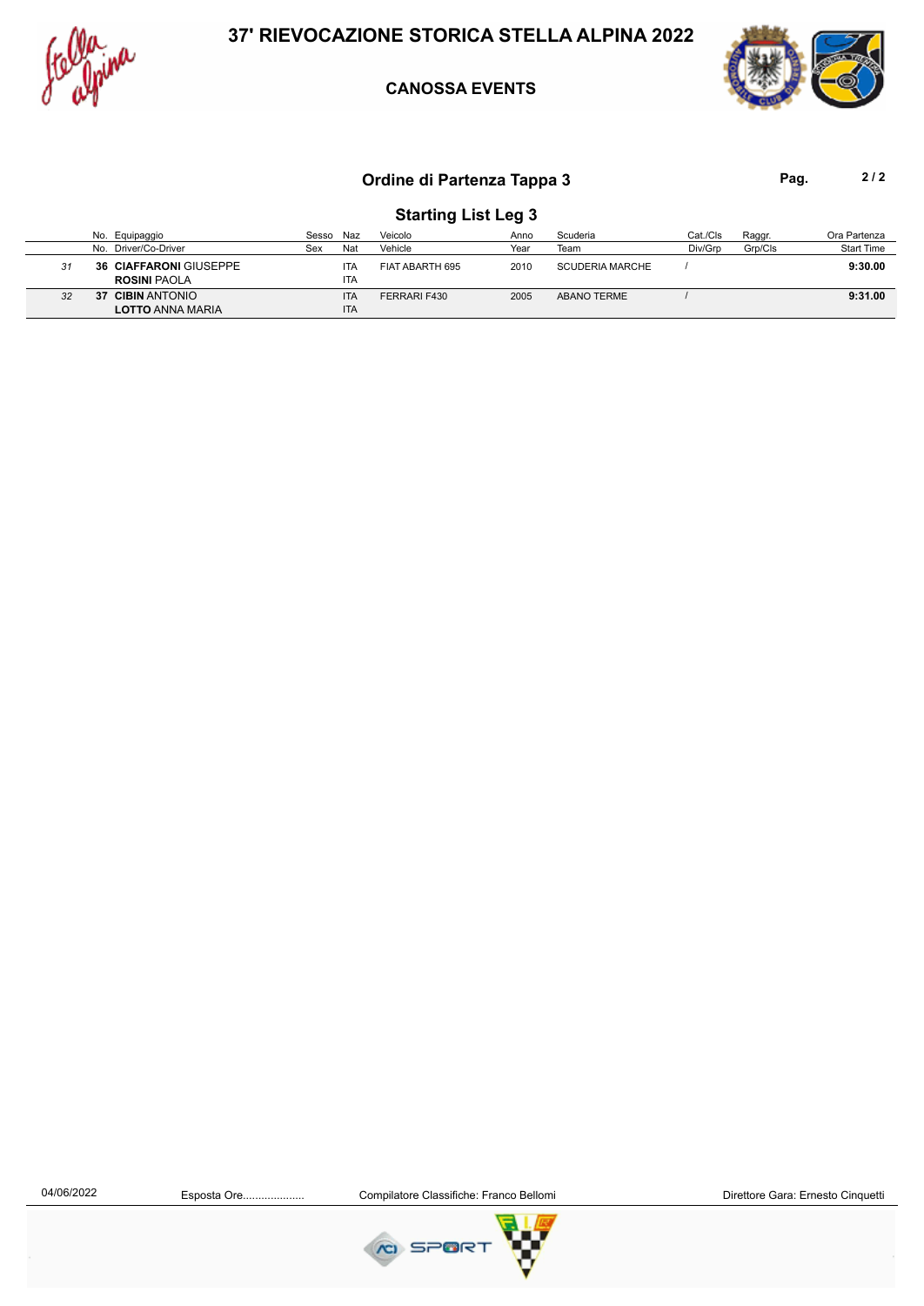# 37' RIEVOCAZIONE STORICA STELLA ALPINA 2022

**CANOSSA EVENTS**

## Ordine di Partenza Tappa 3

## Starting List Leg 3

| | No. Equipaggio<br>No. Driver/Co-Driver | Sesso<br>Sex | Naz<br>Nat | Veicolo<br>Vehicle | Anno<br>Year | Scuderia<br>Team | Cat./Cls<br>Div/Grp | Raggr.<br>Grp/Cls | Ora Partenza<br>Start Time |
|---|---|---|---|---|---|---|---|---|---|
| *31* | **36 CIAFFARONI** GIUSEPPE<br>**ROSINI** PAOLA | | ITA<br>ITA | FIAT ABARTH 695 | 2010 | SCUDERIA MARCHE | / | | **9:30.00** |
| *32* | **37 CIBIN** ANTONIO<br>**LOTTO** ANNA MARIA | | ITA<br>ITA | FERRARI F430 | 2005 | ABANO TERME | / | | **9:31.00** |

04/06/2022 Esposta Ore.................... Compilatore Classifiche: Franco Bellomi Direttore Gara: Ernesto Cinquetti